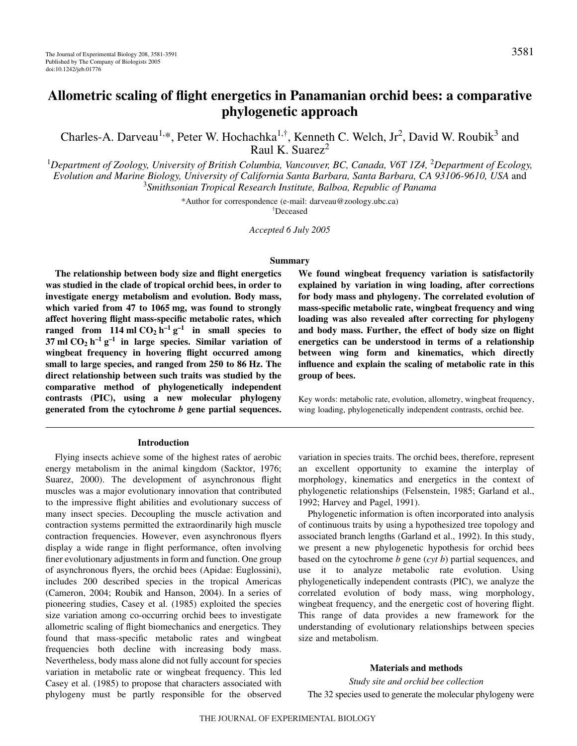# Allometric scaling of flight energetics in Panamanian orchid bees: a comparative phylogenetic approach

Charles-A. Darveau[1,*], Peter W. Hochachka[1,†], Kenneth C. Welch, Jr[2], David W. Roubik[3] and Raul K. Suarez[2]

[1]*Department of Zoology, University of British Columbia, Vancouver, BC, Canada, V6T 1Z4,* [2]*Department of Ecology, Evolution and Marine Biology, University of California Santa Barbara, Santa Barbara, CA 93106-9610, USA* and [3]*Smithsonian Tropical Research Institute, Balboa, Republic of Panama*

*Author for correspondence (e-mail: darveau@zoology.ubc.ca)

†Deceased

*Accepted 6 July 2005*

## Summary

**The relationship between body size and flight energetics was studied in the clade of tropical orchid bees, in order to investigate energy metabolism and evolution. Body mass, which varied from 47 to 1065 mg, was found to strongly affect hovering flight mass-specific metabolic rates, which ranged from 114 ml $CO_2$ $h^{-1}$ $g^{-1}$ in small species to 37 ml $CO_2$ $h^{-1}$ $g^{-1}$ in large species. Similar variation of wingbeat frequency in hovering flight occurred among small to large species, and ranged from 250 to 86 Hz. The direct relationship between such traits was studied by the comparative method of phylogenetically independent contrasts (PIC), using a new molecular phylogeny generated from the cytochrome *b* gene partial sequences. We found wingbeat frequency variation is satisfactorily explained by variation in wing loading, after corrections for body mass and phylogeny. The correlated evolution of mass-specific metabolic rate, wingbeat frequency and wing loading was also revealed after correcting for phylogeny and body mass. Further, the effect of body size on flight energetics can be understood in terms of a relationship between wing form and kinematics, which directly influence and explain the scaling of metabolic rate in this group of bees.**

Key words: metabolic rate, evolution, allometry, wingbeat frequency, wing loading, phylogenetically independent contrasts, orchid bee.

## Introduction

Flying insects achieve some of the highest rates of aerobic energy metabolism in the animal kingdom (Sacktor, 1976; Suarez, 2000). The development of asynchronous flight muscles was a major evolutionary innovation that contributed to the impressive flight abilities and evolutionary success of many insect species. Decoupling the muscle activation and contraction systems permitted the extraordinarily high muscle contraction frequencies. However, even asynchronous flyers display a wide range in flight performance, often involving finer evolutionary adjustments in form and function. One group of asynchronous flyers, the orchid bees (Apidae: Euglossini), includes 200 described species in the tropical Americas (Cameron, 2004; Roubik and Hanson, 2004). In a series of pioneering studies, Casey et al. (1985) exploited the species size variation among co-occurring orchid bees to investigate allometric scaling of flight biomechanics and energetics. They found that mass-specific metabolic rates and wingbeat frequencies both decline with increasing body mass. Nevertheless, body mass alone did not fully account for species variation in metabolic rate or wingbeat frequency. This led Casey et al. (1985) to propose that characters associated with phylogeny must be partly responsible for the observed variation in species traits. The orchid bees, therefore, represent an excellent opportunity to examine the interplay of morphology, kinematics and energetics in the context of phylogenetic relationships (Felsenstein, 1985; Garland et al., 1992; Harvey and Pagel, 1991).

Phylogenetic information is often incorporated into analysis of continuous traits by using a hypothesized tree topology and associated branch lengths (Garland et al., 1992). In this study, we present a new phylogenetic hypothesis for orchid bees based on the cytochrome *b* gene (*cyt b*) partial sequences, and use it to analyze metabolic rate evolution. Using phylogenetically independent contrasts (PIC), we analyze the correlated evolution of body mass, wing morphology, wingbeat frequency, and the energetic cost of hovering flight. This range of data provides a new framework for the understanding of evolutionary relationships between species size and metabolism.

## Materials and methods

### *Study site and orchid bee collection*

The 32 species used to generate the molecular phylogeny were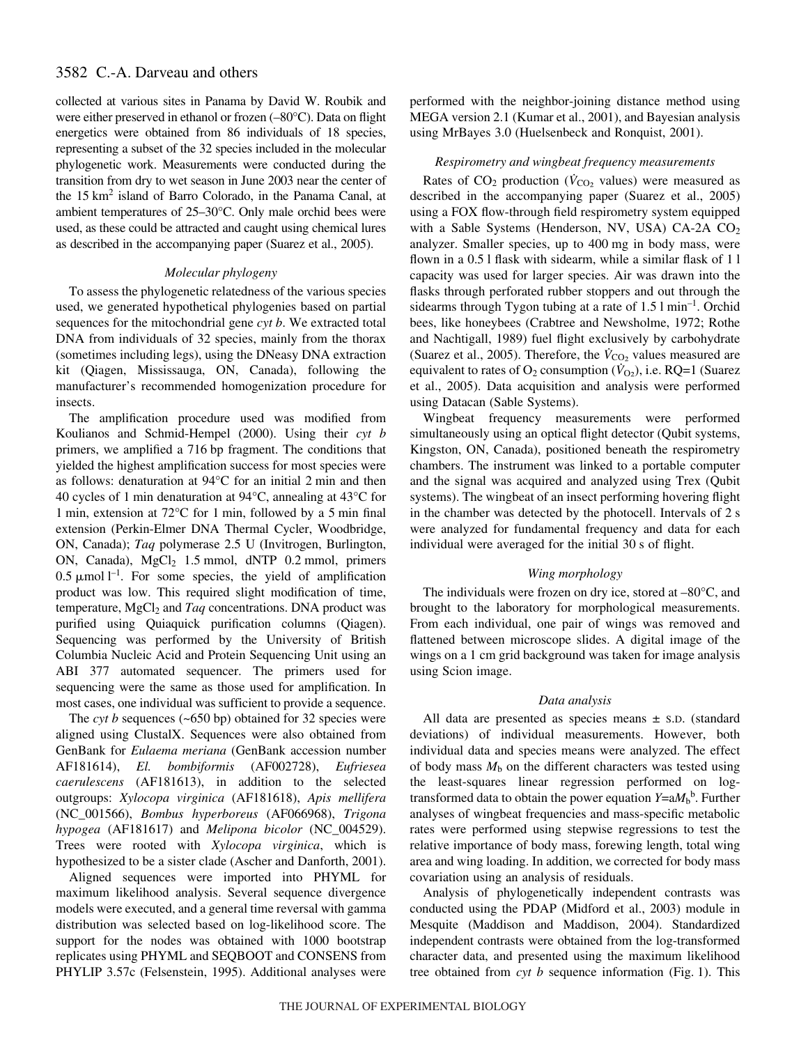collected at various sites in Panama by David W. Roubik and were either preserved in ethanol or frozen (–80°C). Data on flight energetics were obtained from 86 individuals of 18 species, representing a subset of the 32 species included in the molecular phylogenetic work. Measurements were conducted during the transition from dry to wet season in June 2003 near the center of the 15 km$^2$ island of Barro Colorado, in the Panama Canal, at ambient temperatures of 25–30°C. Only male orchid bees were used, as these could be attracted and caught using chemical lures as described in the accompanying paper (Suarez et al., 2005).

### Molecular phylogeny

To assess the phylogenetic relatedness of the various species used, we generated hypothetical phylogenies based on partial sequences for the mitochondrial gene *cyt b*. We extracted total DNA from individuals of 32 species, mainly from the thorax (sometimes including legs), using the DNeasy DNA extraction kit (Qiagen, Mississauga, ON, Canada), following the manufacturer's recommended homogenization procedure for insects.

The amplification procedure used was modified from Koulianos and Schmid-Hempel (2000). Using their *cyt b* primers, we amplified a 716 bp fragment. The conditions that yielded the highest amplification success for most species were as follows: denaturation at 94°C for an initial 2 min and then 40 cycles of 1 min denaturation at 94°C, annealing at 43°C for 1 min, extension at 72°C for 1 min, followed by a 5 min final extension (Perkin-Elmer DNA Thermal Cycler, Woodbridge, ON, Canada); *Taq* polymerase 2.5 U (Invitrogen, Burlington, ON, Canada), $MgCl_2$ 1.5 mmol, dNTP 0.2 mmol, primers 0.5 $\mu$mol l$^{-1}$. For some species, the yield of amplification product was low. This required slight modification of time, temperature, $MgCl_2$ and *Taq* concentrations. DNA product was purified using Quiaquick purification columns (Qiagen). Sequencing was performed by the University of British Columbia Nucleic Acid and Protein Sequencing Unit using an ABI 377 automated sequencer. The primers used for sequencing were the same as those used for amplification. In most cases, one individual was sufficient to provide a sequence.

The *cyt b* sequences (~650 bp) obtained for 32 species were aligned using ClustalX. Sequences were also obtained from GenBank for *Eulaema meriana* (GenBank accession number AF181614), *El. bombiformis* (AF002728), *Eufriesea caerulescens* (AF181613), in addition to the selected outgroups: *Xylocopa virginica* (AF181618), *Apis mellifera* (NC_001566), *Bombus hyperboreus* (AF066968), *Trigona hypogea* (AF181617) and *Melipona bicolor* (NC_004529). Trees were rooted with *Xylocopa virginica*, which is hypothesized to be a sister clade (Ascher and Danforth, 2001).

Aligned sequences were imported into PHYML for maximum likelihood analysis. Several sequence divergence models were executed, and a general time reversal with gamma distribution was selected based on log-likelihood score. The support for the nodes was obtained with 1000 bootstrap replicates using PHYML and SEQBOOT and CONSENS from PHYLIP 3.57c (Felsenstein, 1995). Additional analyses were performed with the neighbor-joining distance method using MEGA version 2.1 (Kumar et al., 2001), and Bayesian analysis using MrBayes 3.0 (Huelsenbeck and Ronquist, 2001).

### Respirometry and wingbeat frequency measurements

Rates of $CO_2$ production ($\dot{V}_{CO_2}$ values) were measured as described in the accompanying paper (Suarez et al., 2005) using a FOX flow-through field respirometry system equipped with a Sable Systems (Henderson, NV, USA) CA-2A $CO_2$ analyzer. Smaller species, up to 400 mg in body mass, were flown in a 0.5 l flask with sidearm, while a similar flask of 1 l capacity was used for larger species. Air was drawn into the flasks through perforated rubber stoppers and out through the sidearms through Tygon tubing at a rate of 1.5 l min$^{-1}$. Orchid bees, like honeybees (Crabtree and Newsholme, 1972; Rothe and Nachtigall, 1989) fuel flight exclusively by carbohydrate (Suarez et al., 2005). Therefore, the $\dot{V}_{CO_2}$ values measured are equivalent to rates of $O_2$ consumption ($\dot{V}_{O_2}$), i.e. RQ=1 (Suarez et al., 2005). Data acquisition and analysis were performed using Datacan (Sable Systems).

Wingbeat frequency measurements were performed simultaneously using an optical flight detector (Qubit systems, Kingston, ON, Canada), positioned beneath the respirometry chambers. The instrument was linked to a portable computer and the signal was acquired and analyzed using Trex (Qubit systems). The wingbeat of an insect performing hovering flight in the chamber was detected by the photocell. Intervals of 2 s were analyzed for fundamental frequency and data for each individual were averaged for the initial 30 s of flight.

### Wing morphology

The individuals were frozen on dry ice, stored at –80°C, and brought to the laboratory for morphological measurements. From each individual, one pair of wings was removed and flattened between microscope slides. A digital image of the wings on a 1 cm grid background was taken for image analysis using Scion image.

### Data analysis

All data are presented as species means ± S.D. (standard deviations) of individual measurements. However, both individual data and species means were analyzed. The effect of body mass $M_b$ on the different characters was tested using the least-squares linear regression performed on log-transformed data to obtain the power equation $Y=aM_b^b$. Further analyses of wingbeat frequencies and mass-specific metabolic rates were performed using stepwise regressions to test the relative importance of body mass, forewing length, total wing area and wing loading. In addition, we corrected for body mass covariation using an analysis of residuals.

Analysis of phylogenetically independent contrasts was conducted using the PDAP (Midford et al., 2003) module in Mesquite (Maddison and Maddison, 2004). Standardized independent contrasts were obtained from the log-transformed character data, and presented using the maximum likelihood tree obtained from *cyt b* sequence information (Fig. 1). This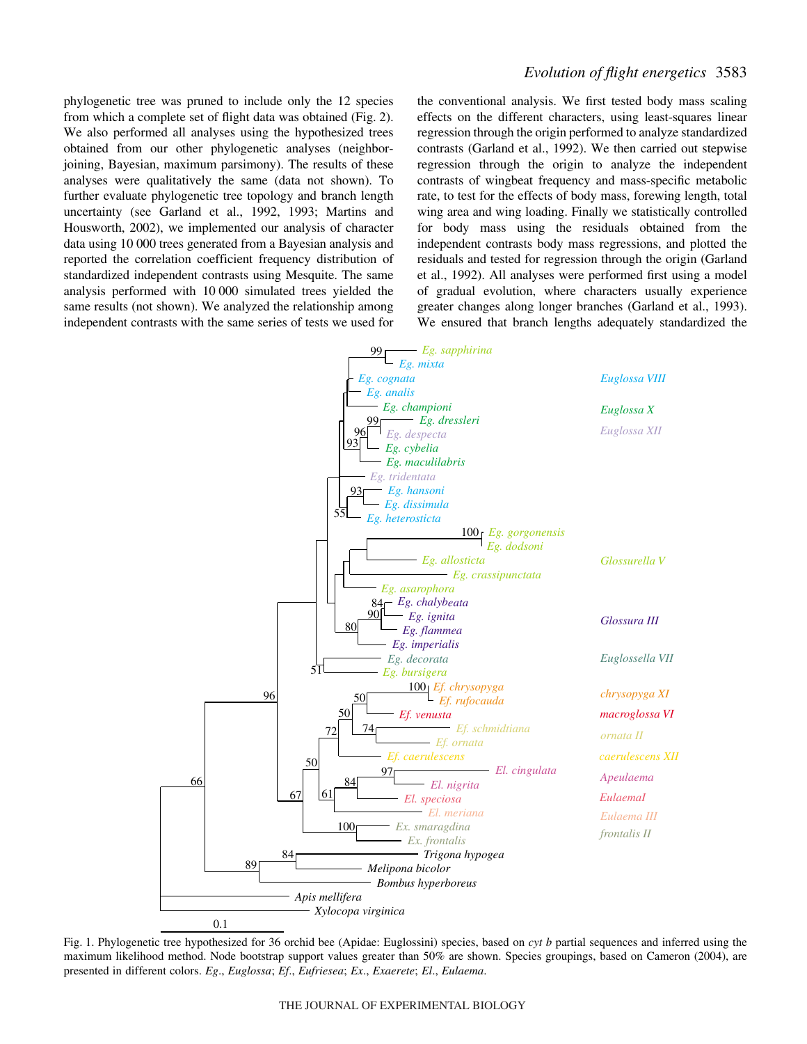phylogenetic tree was pruned to include only the 12 species from which a complete set of flight data was obtained (Fig. 2). We also performed all analyses using the hypothesized trees obtained from our other phylogenetic analyses (neighbor-joining, Bayesian, maximum parsimony). The results of these analyses were qualitatively the same (data not shown). To further evaluate phylogenetic tree topology and branch length uncertainty (see Garland et al., 1992, 1993; Martins and Housworth, 2002), we implemented our analysis of character data using 10 000 trees generated from a Bayesian analysis and reported the correlation coefficient frequency distribution of standardized independent contrasts using Mesquite. The same analysis performed with 10 000 simulated trees yielded the same results (not shown). We analyzed the relationship among independent contrasts with the same series of tests we used for the conventional analysis. We first tested body mass scaling effects on the different characters, using least-squares linear regression through the origin performed to analyze standardized contrasts (Garland et al., 1992). We then carried out stepwise regression through the origin to analyze the independent contrasts of wingbeat frequency and mass-specific metabolic rate, to test for the effects of body mass, forewing length, total wing area and wing loading. Finally we statistically controlled for body mass using the residuals obtained from the independent contrasts body mass regressions, and plotted the residuals and tested for regression through the origin (Garland et al., 1992). All analyses were performed first using a model of gradual evolution, where characters usually experience greater changes along longer branches (Garland et al., 1993). We ensured that branch lengths adequately standardized the

Fig. 1. Phylogenetic tree hypothesized for 36 orchid bee (Apidae: Euglossini) species, based on *cyt b* partial sequences and inferred using the maximum likelihood method. Node bootstrap support values greater than 50% are shown. Species groupings, based on Cameron (2004), are presented in different colors. *Eg*., *Euglossa*; *Ef*., *Eufriesea*; *Ex*., *Exaerete*; *El*., *Eulaema*.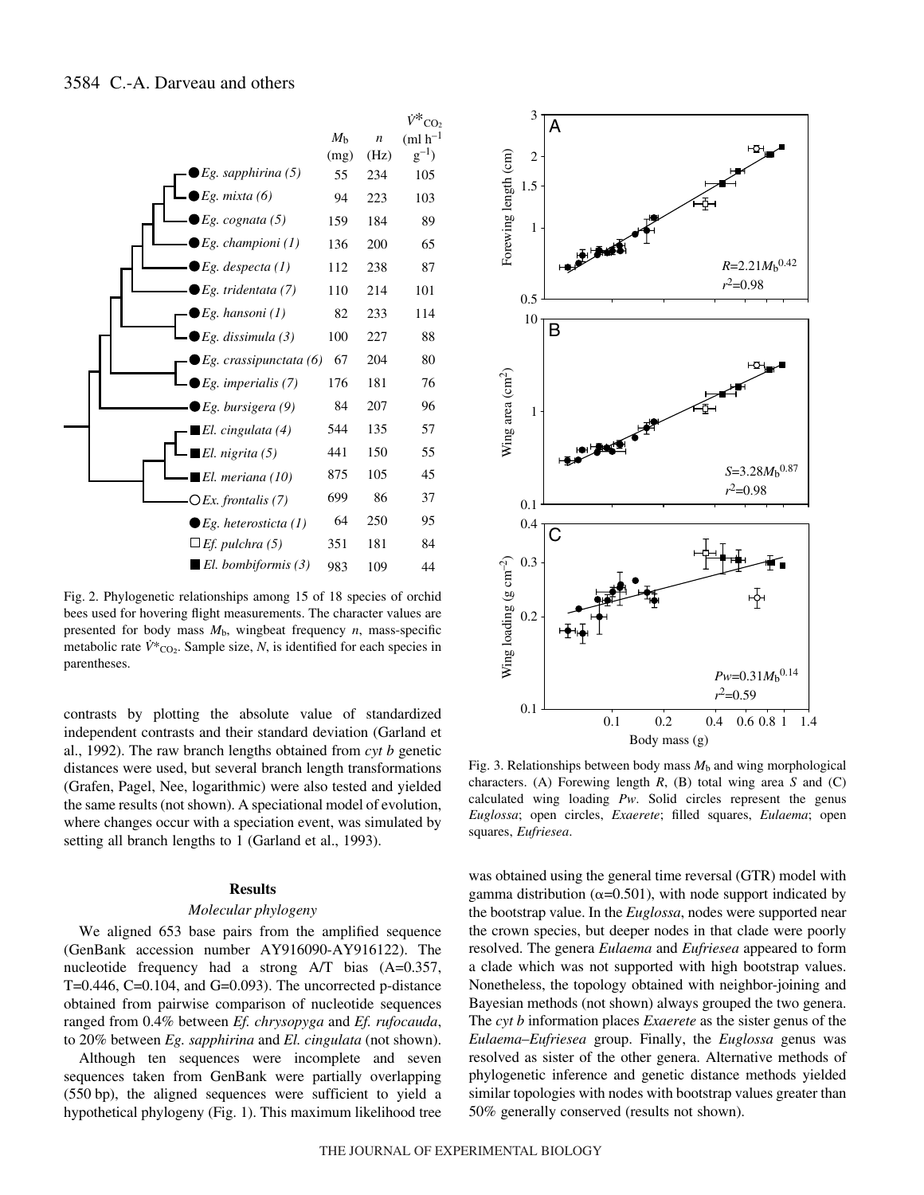| | $M_b$ (mg) | $n$ (Hz) | $\dot{V}^*_{CO_2}$ (ml h$^{-1}$ g$^{-1}$) |
|---|---|---|---|
| ● *Eg. sapphirina* (5) | 55 | 234 | 105 |
| ● *Eg. mixta* (6) | 94 | 223 | 103 |
| ● *Eg. cognata* (5) | 159 | 184 | 89 |
| ● *Eg. championi* (1) | 136 | 200 | 65 |
| ● *Eg. despecta* (1) | 112 | 238 | 87 |
| ● *Eg. tridentata* (7) | 110 | 214 | 101 |
| ● *Eg. hansoni* (1) | 82 | 233 | 114 |
| ● *Eg. dissimula* (3) | 100 | 227 | 88 |
| ● *Eg. crassipunctata* (6) | 67 | 204 | 80 |
| ● *Eg. imperialis* (7) | 176 | 181 | 76 |
| ● *Eg. bursigera* (9) | 84 | 207 | 96 |
| ■ *El. cingulata* (4) | 544 | 135 | 57 |
| ■ *El. nigrita* (5) | 441 | 150 | 55 |
| ■ *El. meriana* (10) | 875 | 105 | 45 |
| ○ *Ex. frontalis* (7) | 699 | 86 | 37 |
| ● *Eg. heterosticta* (1) | 64 | 250 | 95 |
| □ *Ef. pulchra* (5) | 351 | 181 | 84 |
| ■ *El. bombiformis* (3) | 983 | 109 | 44 |

Fig. 2. Phylogenetic relationships among 15 of 18 species of orchid bees used for hovering flight measurements. The character values are presented for body mass $M_b$, wingbeat frequency $n$, mass-specific metabolic rate $\dot{V}^*_{CO_2}$. Sample size, $N$, is identified for each species in parentheses.

contrasts by plotting the absolute value of standardized independent contrasts and their standard deviation (Garland et al., 1992). The raw branch lengths obtained from *cyt b* genetic distances were used, but several branch length transformations (Grafen, Pagel, Nee, logarithmic) were also tested and yielded the same results (not shown). A speciational model of evolution, where changes occur with a speciation event, was simulated by setting all branch lengths to 1 (Garland et al., 1993).

Fig. 3. Relationships between body mass $M_b$ and wing morphological characters. (A) Forewing length $R$, (B) total wing area $S$ and (C) calculated wing loading $Pw$. Solid circles represent the genus *Euglossa*; open circles, *Exaerete*; filled squares, *Eulaema*; open squares, *Eufriesea*.

## Results

### Molecular phylogeny

We aligned 653 base pairs from the amplified sequence (GenBank accession number AY916090-AY916122). The nucleotide frequency had a strong A/T bias (A=0.357, T=0.446, C=0.104, and G=0.093). The uncorrected p-distance obtained from pairwise comparison of nucleotide sequences ranged from 0.4% between *Ef. chrysopyga* and *Ef. rufocauda*, to 20% between *Eg. sapphirina* and *El. cingulata* (not shown).

Although ten sequences were incomplete and seven sequences taken from GenBank were partially overlapping (550 bp), the aligned sequences were sufficient to yield a hypothetical phylogeny (Fig. 1). This maximum likelihood tree was obtained using the general time reversal (GTR) model with gamma distribution ($\alpha$=0.501), with node support indicated by the bootstrap value. In the *Euglossa*, nodes were supported near the crown species, but deeper nodes in that clade were poorly resolved. The genera *Eulaema* and *Eufriesea* appeared to form a clade which was not supported with high bootstrap values. Nonetheless, the topology obtained with neighbor-joining and Bayesian methods (not shown) always grouped the two genera. The *cyt b* information places *Exaerete* as the sister genus of the *Eulaema*–*Eufriesea* group. Finally, the *Euglossa* genus was resolved as sister of the other genera. Alternative methods of phylogenetic inference and genetic distance methods yielded similar topologies with nodes with bootstrap values greater than 50% generally conserved (results not shown).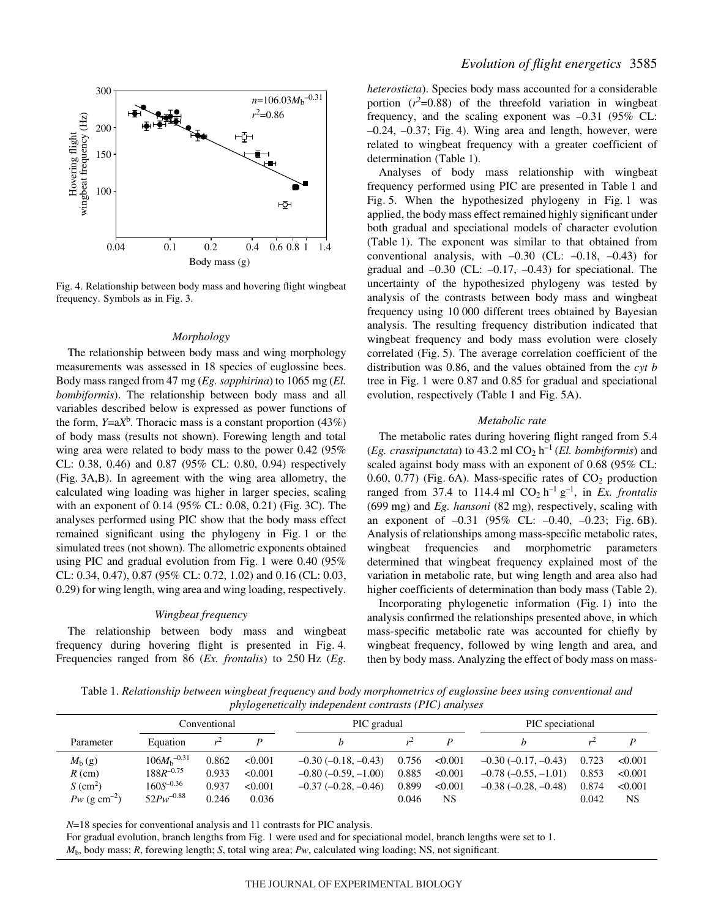Fig. 4. Relationship between body mass and hovering flight wingbeat frequency. Symbols as in Fig. 3.

### Morphology

The relationship between body mass and wing morphology measurements was assessed in 18 species of euglossine bees. Body mass ranged from 47 mg (*Eg. sapphirina*) to 1065 mg (*El. bombiformis*). The relationship between body mass and all variables described below is expressed as power functions of the form, $Y=aX^b$. Thoracic mass is a constant proportion (43%) of body mass (results not shown). Forewing length and total wing area were related to body mass to the power 0.42 (95% CL: 0.38, 0.46) and 0.87 (95% CL: 0.80, 0.94) respectively (Fig. 3A,B). In agreement with the wing area allometry, the calculated wing loading was higher in larger species, scaling with an exponent of 0.14 (95% CL: 0.08, 0.21) (Fig. 3C). The analyses performed using PIC show that the body mass effect remained significant using the phylogeny in Fig. 1 or the simulated trees (not shown). The allometric exponents obtained using PIC and gradual evolution from Fig. 1 were 0.40 (95% CL: 0.34, 0.47), 0.87 (95% CL: 0.72, 1.02) and 0.16 (CL: 0.03, 0.29) for wing length, wing area and wing loading, respectively.

### Wingbeat frequency

The relationship between body mass and wingbeat frequency during hovering flight is presented in Fig. 4. Frequencies ranged from 86 (*Ex. frontalis*) to 250 Hz (*Eg. heterosticta*). Species body mass accounted for a considerable portion ($r^2$=0.88) of the threefold variation in wingbeat frequency, and the scaling exponent was –0.31 (95% CL: –0.24, –0.37; Fig. 4). Wing area and length, however, were related to wingbeat frequency with a greater coefficient of determination (Table 1).

Analyses of body mass relationship with wingbeat frequency performed using PIC are presented in Table 1 and Fig. 5. When the hypothesized phylogeny in Fig. 1 was applied, the body mass effect remained highly significant under both gradual and speciational models of character evolution (Table 1). The exponent was similar to that obtained from conventional analysis, with –0.30 (CL: –0.18, –0.43) for gradual and –0.30 (CL: –0.17, –0.43) for speciational. The uncertainty of the hypothesized phylogeny was tested by analysis of the contrasts between body mass and wingbeat frequency using 10 000 different trees obtained by Bayesian analysis. The resulting frequency distribution indicated that wingbeat frequency and body mass evolution were closely correlated (Fig. 5). The average correlation coefficient of the distribution was 0.86, and the values obtained from the *cyt b* tree in Fig. 1 were 0.87 and 0.85 for gradual and speciational evolution, respectively (Table 1 and Fig. 5A).

### Metabolic rate

The metabolic rates during hovering flight ranged from 5.4 (*Eg. crassipunctata*) to 43.2 ml $CO_2$ $h^{-1}$ (*El. bombiformis*) and scaled against body mass with an exponent of 0.68 (95% CL: 0.60, 0.77) (Fig. 6A). Mass-specific rates of $CO_2$ production ranged from 37.4 to 114.4 ml $CO_2$ $h^{-1}$ $g^{-1}$, in *Ex. frontalis* (699 mg) and *Eg. hansoni* (82 mg), respectively, scaling with an exponent of –0.31 (95% CL: –0.40, –0.23; Fig. 6B). Analysis of relationships among mass-specific metabolic rates, wingbeat frequencies and morphometric parameters determined that wingbeat frequency explained most of the variation in metabolic rate, but wing length and area also had higher coefficients of determination than body mass (Table 2).

Incorporating phylogenetic information (Fig. 1) into the analysis confirmed the relationships presented above, in which mass-specific metabolic rate was accounted for chiefly by wingbeat frequency, followed by wing length and area, and then by body mass. Analyzing the effect of body mass on mass-

Table 1. *Relationship between wingbeat frequency and body morphometrics of euglossine bees using conventional and phylogenetically independent contrasts (PIC) analyses*

| Parameter | Conventional | | | PIC gradual | | | PIC speciational | | |
|---|---|---|---|---|---|---|---|---|---|
| | Equation | $r^2$ | $P$ | $b$ | $r^2$ | $P$ | $b$ | $r^2$ | $P$ |
| $M_b$ (g) | $106M_b^{-0.31}$ | 0.862 | <0.001 | –0.30 (–0.18, –0.43) | 0.756 | <0.001 | –0.30 (–0.17, –0.43) | 0.723 | <0.001 |
| $R$ (cm) | $188R^{-0.75}$ | 0.933 | <0.001 | –0.80 (–0.59, –1.00) | 0.885 | <0.001 | –0.78 (–0.55, –1.01) | 0.853 | <0.001 |
| $S$ (cm$^2$) | $160S^{-0.36}$ | 0.937 | <0.001 | –0.37 (–0.28, –0.46) | 0.899 | <0.001 | –0.38 (–0.28, –0.48) | 0.874 | <0.001 |
| $Pw$ (g cm$^{-2}$) | $52Pw^{-0.88}$ | 0.246 | 0.036 | | 0.046 | NS | | 0.042 | NS |

$N$=18 species for conventional analysis and 11 contrasts for PIC analysis.

For gradual evolution, branch lengths from Fig. 1 were used and for speciational model, branch lengths were set to 1.

$M_b$, body mass; $R$, forewing length; $S$, total wing area; $Pw$, calculated wing loading; NS, not significant.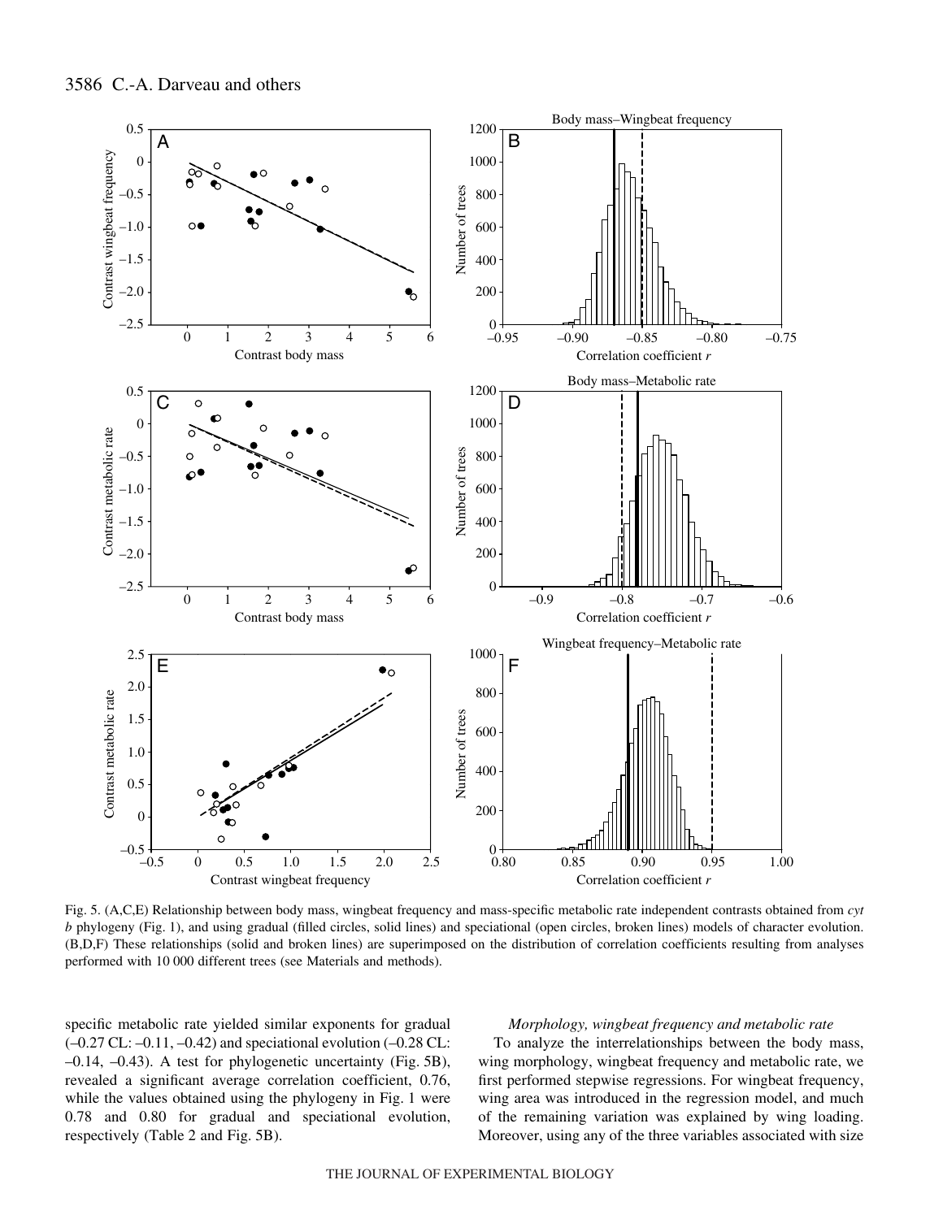Fig. 5. (A,C,E) Relationship between body mass, wingbeat frequency and mass-specific metabolic rate independent contrasts obtained from *cyt b* phylogeny (Fig. 1), and using gradual (filled circles, solid lines) and speciational (open circles, broken lines) models of character evolution. (B,D,F) These relationships (solid and broken lines) are superimposed on the distribution of correlation coefficients resulting from analyses performed with 10 000 different trees (see Materials and methods).

specific metabolic rate yielded similar exponents for gradual (–0.27 CL: –0.11, –0.42) and speciational evolution (–0.28 CL: –0.14, –0.43). A test for phylogenetic uncertainty (Fig. 5B), revealed a significant average correlation coefficient, 0.76, while the values obtained using the phylogeny in Fig. 1 were 0.78 and 0.80 for gradual and speciational evolution, respectively (Table 2 and Fig. 5B).

### *Morphology, wingbeat frequency and metabolic rate*

To analyze the interrelationships between the body mass, wing morphology, wingbeat frequency and metabolic rate, we first performed stepwise regressions. For wingbeat frequency, wing area was introduced in the regression model, and much of the remaining variation was explained by wing loading. Moreover, using any of the three variables associated with size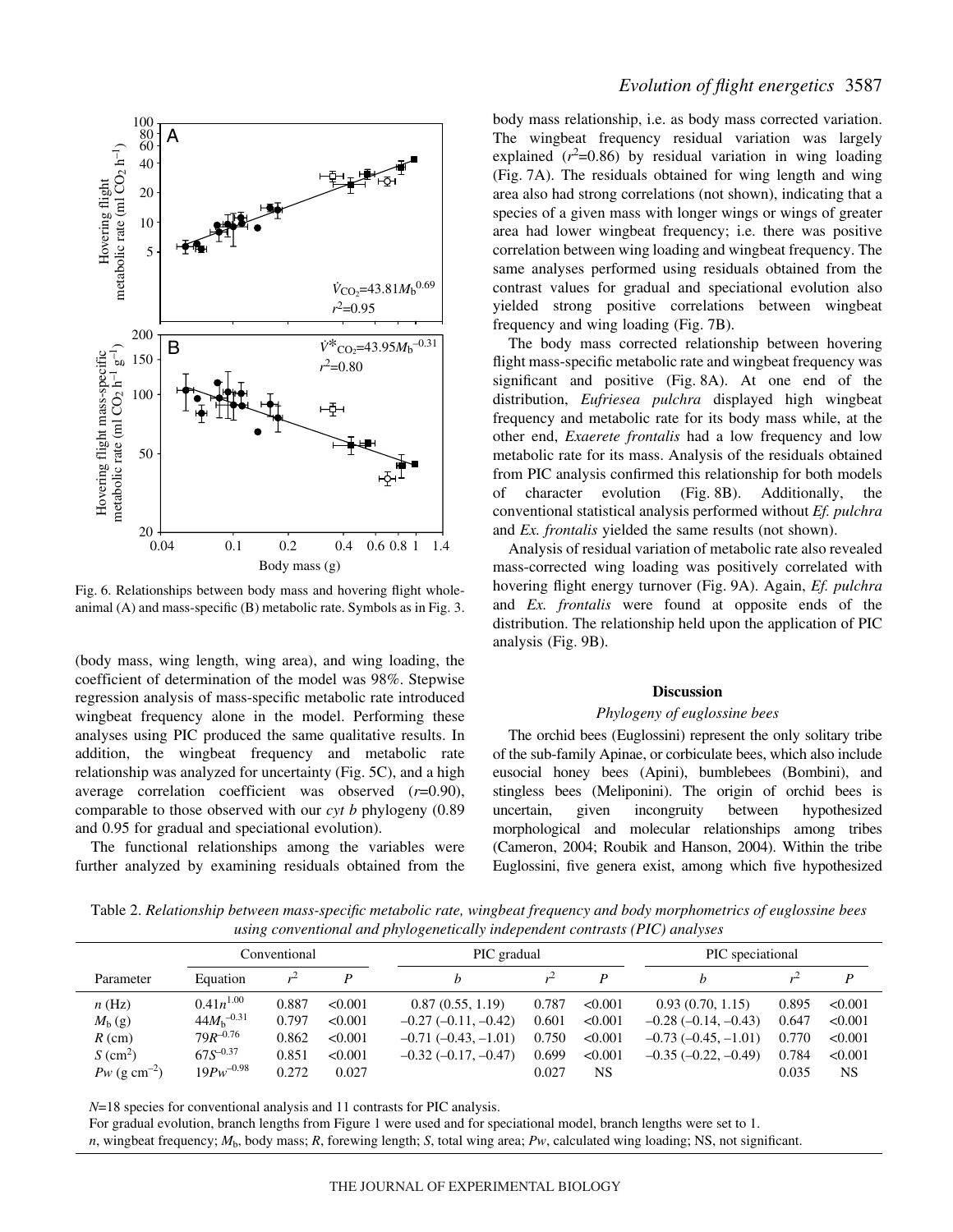Fig. 6. Relationships between body mass and hovering flight whole-animal (A) and mass-specific (B) metabolic rate. Symbols as in Fig. 3.

(body mass, wing length, wing area), and wing loading, the coefficient of determination of the model was 98%. Stepwise regression analysis of mass-specific metabolic rate introduced wingbeat frequency alone in the model. Performing these analyses using PIC produced the same qualitative results. In addition, the wingbeat frequency and metabolic rate relationship was analyzed for uncertainty (Fig. 5C), and a high average correlation coefficient was observed ($r$=0.90), comparable to those observed with our *cyt b* phylogeny (0.89 and 0.95 for gradual and speciational evolution).

The functional relationships among the variables were further analyzed by examining residuals obtained from the body mass relationship, i.e. as body mass corrected variation. The wingbeat frequency residual variation was largely explained ($r^2$=0.86) by residual variation in wing loading (Fig. 7A). The residuals obtained for wing length and wing area also had strong correlations (not shown), indicating that a species of a given mass with longer wings or wings of greater area had lower wingbeat frequency; i.e. there was positive correlation between wing loading and wingbeat frequency. The same analyses performed using residuals obtained from the contrast values for gradual and speciational evolution also yielded strong positive correlations between wingbeat frequency and wing loading (Fig. 7B).

The body mass corrected relationship between hovering flight mass-specific metabolic rate and wingbeat frequency was significant and positive (Fig. 8A). At one end of the distribution, *Eufriesea pulchra* displayed high wingbeat frequency and metabolic rate for its body mass while, at the other end, *Exaerete frontalis* had a low frequency and low metabolic rate for its mass. Analysis of the residuals obtained from PIC analysis confirmed this relationship for both models of character evolution (Fig. 8B). Additionally, the conventional statistical analysis performed without *Ef. pulchra* and *Ex. frontalis* yielded the same results (not shown).

Analysis of residual variation of metabolic rate also revealed mass-corrected wing loading was positively correlated with hovering flight energy turnover (Fig. 9A). Again, *Ef. pulchra* and *Ex. frontalis* were found at opposite ends of the distribution. The relationship held upon the application of PIC analysis (Fig. 9B).

## Discussion

### Phylogeny of euglossine bees

The orchid bees (Euglossini) represent the only solitary tribe of the sub-family Apinae, or corbiculate bees, which also include eusocial honey bees (Apini), bumblebees (Bombini), and stingless bees (Meliponini). The origin of orchid bees is uncertain, given incongruity between hypothesized morphological and molecular relationships among tribes (Cameron, 2004; Roubik and Hanson, 2004). Within the tribe Euglossini, five genera exist, among which five hypothesized

Table 2. *Relationship between mass-specific metabolic rate, wingbeat frequency and body morphometrics of euglossine bees using conventional and phylogenetically independent contrasts (PIC) analyses*

| Parameter | Conventional | | | PIC gradual | | | PIC speciational | | |
|---|---|---|---|---|---|---|---|---|---|
| | Equation | $r^2$ | $P$ | $b$ | $r^2$ | $P$ | $b$ | $r^2$ | $P$ |
| $n$ (Hz) | $0.41n^{1.00}$ | 0.887 | <0.001 | 0.87 (0.55, 1.19) | 0.787 | <0.001 | 0.93 (0.70, 1.15) | 0.895 | <0.001 |
| $M_b$ (g) | $44M_b^{-0.31}$ | 0.797 | <0.001 | –0.27 (–0.11, –0.42) | 0.601 | <0.001 | –0.28 (–0.14, –0.43) | 0.647 | <0.001 |
| $R$ (cm) | $79R^{-0.76}$ | 0.862 | <0.001 | –0.71 (–0.43, –1.01) | 0.750 | <0.001 | –0.73 (–0.45, –1.01) | 0.770 | <0.001 |
| $S$ (cm$^2$) | $67S^{-0.37}$ | 0.851 | <0.001 | –0.32 (–0.17, –0.47) | 0.699 | <0.001 | –0.35 (–0.22, –0.49) | 0.784 | <0.001 |
| $Pw$ (g cm$^{-2}$) | $19Pw^{-0.98}$ | 0.272 | 0.027 | | 0.027 | NS | | 0.035 | NS |

$N$=18 species for conventional analysis and 11 contrasts for PIC analysis.

For gradual evolution, branch lengths from Figure 1 were used and for speciational model, branch lengths were set to 1.

$n$, wingbeat frequency; $M_b$, body mass; $R$, forewing length; $S$, total wing area; $Pw$, calculated wing loading; NS, not significant.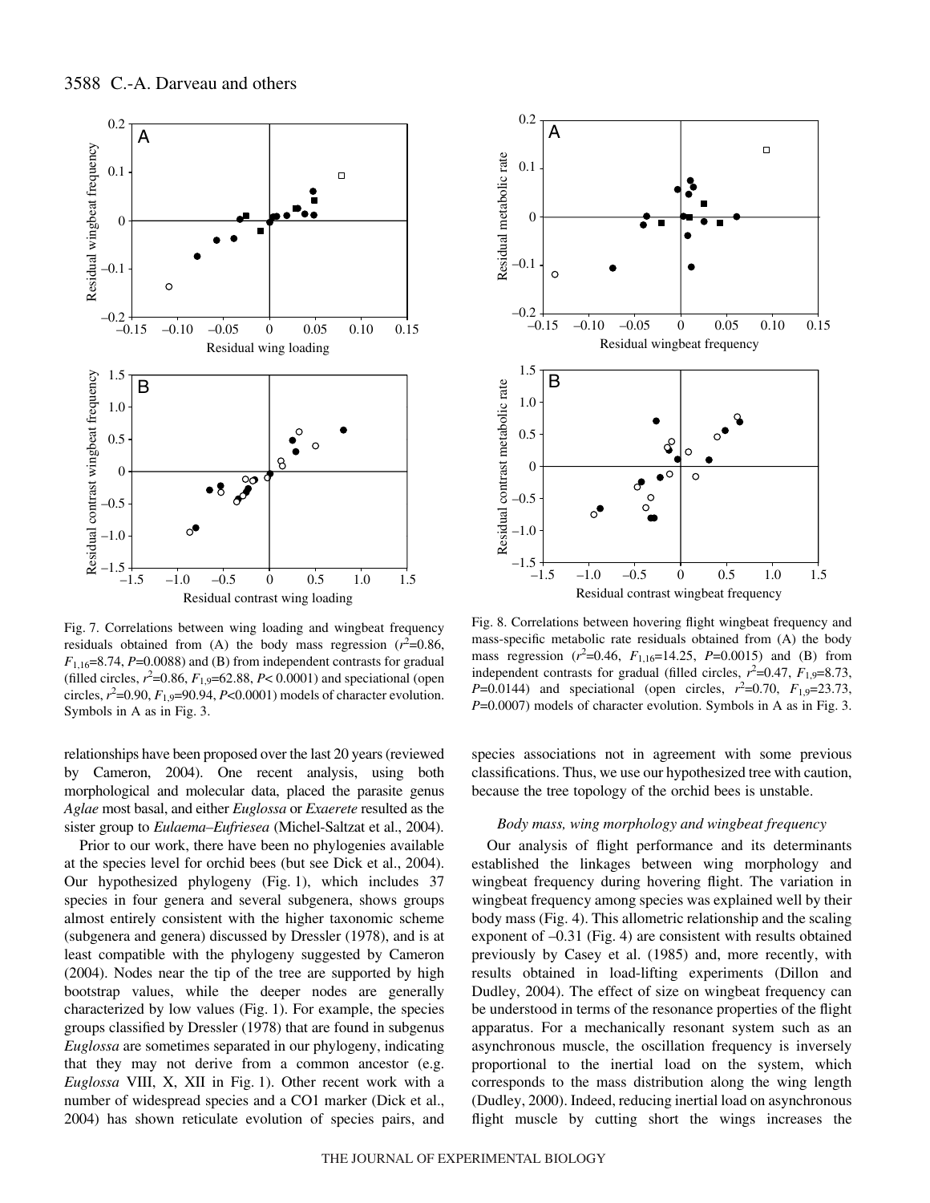Fig. 7. Correlations between wing loading and wingbeat frequency residuals obtained from (A) the body mass regression ($r^2$=0.86, $F_{1,16}$=8.74, $P$=0.0088) and (B) from independent contrasts for gradual (filled circles, $r^2$=0.86, $F_{1,9}$=62.88, $P$< 0.0001) and speciational (open circles, $r^2$=0.90, $F_{1,9}$=90.94, $P$<0.0001) models of character evolution. Symbols in A as in Fig. 3.

Fig. 8. Correlations between hovering flight wingbeat frequency and mass-specific metabolic rate residuals obtained from (A) the body mass regression ($r^2$=0.46, $F_{1,16}$=14.25, $P$=0.0015) and (B) from independent contrasts for gradual (filled circles, $r^2$=0.47, $F_{1,9}$=8.73, $P$=0.0144) and speciational (open circles, $r^2$=0.70, $F_{1,9}$=23.73, $P$=0.0007) models of character evolution. Symbols in A as in Fig. 3.

relationships have been proposed over the last 20 years (reviewed by Cameron, 2004). One recent analysis, using both morphological and molecular data, placed the parasite genus *Aglae* most basal, and either *Euglossa* or *Exaerete* resulted as the sister group to *Eulaema–Eufriesea* (Michel-Saltzat et al., 2004).

Prior to our work, there have been no phylogenies available at the species level for orchid bees (but see Dick et al., 2004). Our hypothesized phylogeny (Fig. 1), which includes 37 species in four genera and several subgenera, shows groups almost entirely consistent with the higher taxonomic scheme (subgenera and genera) discussed by Dressler (1978), and is at least compatible with the phylogeny suggested by Cameron (2004). Nodes near the tip of the tree are supported by high bootstrap values, while the deeper nodes are generally characterized by low values (Fig. 1). For example, the species groups classified by Dressler (1978) that are found in subgenus *Euglossa* are sometimes separated in our phylogeny, indicating that they may not derive from a common ancestor (e.g. *Euglossa* VIII, X, XII in Fig. 1). Other recent work with a number of widespread species and a CO1 marker (Dick et al., 2004) has shown reticulate evolution of species pairs, and species associations not in agreement with some previous classifications. Thus, we use our hypothesized tree with caution, because the tree topology of the orchid bees is unstable.

### *Body mass, wing morphology and wingbeat frequency*

Our analysis of flight performance and its determinants established the linkages between wing morphology and wingbeat frequency during hovering flight. The variation in wingbeat frequency among species was explained well by their body mass (Fig. 4). This allometric relationship and the scaling exponent of –0.31 (Fig. 4) are consistent with results obtained previously by Casey et al. (1985) and, more recently, with results obtained in load-lifting experiments (Dillon and Dudley, 2004). The effect of size on wingbeat frequency can be understood in terms of the resonance properties of the flight apparatus. For a mechanically resonant system such as an asynchronous muscle, the oscillation frequency is inversely proportional to the inertial load on the system, which corresponds to the mass distribution along the wing length (Dudley, 2000). Indeed, reducing inertial load on asynchronous flight muscle by cutting short the wings increases the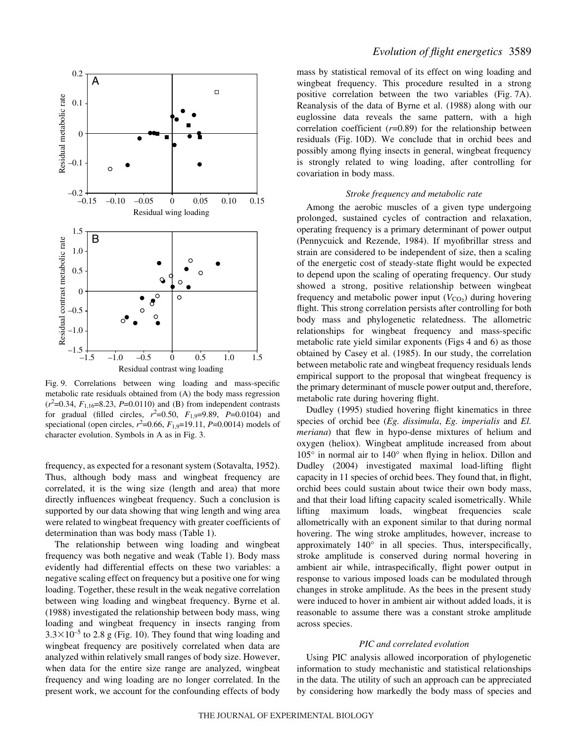Fig. 9. Correlations between wing loading and mass-specific metabolic rate residuals obtained from (A) the body mass regression ($r^2$=0.34, $F_{1,16}$=8.23, $P$=0.0110) and (B) from independent contrasts for gradual (filled circles, $r^2$=0.50, $F_{1,9}$=9.89, $P$=0.0104) and speciational (open circles, $r^2$=0.66, $F_{1,9}$=19.11, $P$=0.0014) models of character evolution. Symbols in A as in Fig. 3.

frequency, as expected for a resonant system (Sotavalta, 1952). Thus, although body mass and wingbeat frequency are correlated, it is the wing size (length and area) that more directly influences wingbeat frequency. Such a conclusion is supported by our data showing that wing length and wing area were related to wingbeat frequency with greater coefficients of determination than was body mass (Table 1).

The relationship between wing loading and wingbeat frequency was both negative and weak (Table 1). Body mass evidently had differential effects on these two variables: a negative scaling effect on frequency but a positive one for wing loading. Together, these result in the weak negative correlation between wing loading and wingbeat frequency. Byrne et al. (1988) investigated the relationship between body mass, wing loading and wingbeat frequency in insects ranging from $3.3\times10^{-5}$ to 2.8 g (Fig. 10). They found that wing loading and wingbeat frequency are positively correlated when data are analyzed within relatively small ranges of body size. However, when data for the entire size range are analyzed, wingbeat frequency and wing loading are no longer correlated. In the present work, we account for the confounding effects of body mass by statistical removal of its effect on wing loading and wingbeat frequency. This procedure resulted in a strong positive correlation between the two variables (Fig. 7A). Reanalysis of the data of Byrne et al. (1988) along with our euglossine data reveals the same pattern, with a high correlation coefficient ($r$=0.89) for the relationship between residuals (Fig. 10D). We conclude that in orchid bees and possibly among flying insects in general, wingbeat frequency is strongly related to wing loading, after controlling for covariation in body mass.

### *Stroke frequency and metabolic rate*

Among the aerobic muscles of a given type undergoing prolonged, sustained cycles of contraction and relaxation, operating frequency is a primary determinant of power output (Pennycuick and Rezende, 1984). If myofibrillar stress and strain are considered to be independent of size, then a scaling of the energetic cost of steady-state flight would be expected to depend upon the scaling of operating frequency. Our study showed a strong, positive relationship between wingbeat frequency and metabolic power input ($V_{CO_2}$) during hovering flight. This strong correlation persists after controlling for both body mass and phylogenetic relatedness. The allometric relationships for wingbeat frequency and mass-specific metabolic rate yield similar exponents (Figs 4 and 6) as those obtained by Casey et al. (1985). In our study, the correlation between metabolic rate and wingbeat frequency residuals lends empirical support to the proposal that wingbeat frequency is the primary determinant of muscle power output and, therefore, metabolic rate during hovering flight.

Dudley (1995) studied hovering flight kinematics in three species of orchid bee (*Eg. dissimula*, *Eg. imperialis* and *El. meriana*) that flew in hypo-dense mixtures of helium and oxygen (heliox). Wingbeat amplitude increased from about 105° in normal air to 140° when flying in heliox. Dillon and Dudley (2004) investigated maximal load-lifting flight capacity in 11 species of orchid bees. They found that, in flight, orchid bees could sustain about twice their own body mass, and that their load lifting capacity scaled isometrically. While lifting maximum loads, wingbeat frequencies scale allometrically with an exponent similar to that during normal hovering. The wing stroke amplitudes, however, increase to approximately 140° in all species. Thus, interspecifically, stroke amplitude is conserved during normal hovering in ambient air while, intraspecifically, flight power output in response to various imposed loads can be modulated through changes in stroke amplitude. As the bees in the present study were induced to hover in ambient air without added loads, it is reasonable to assume there was a constant stroke amplitude across species.

### *PIC and correlated evolution*

Using PIC analysis allowed incorporation of phylogenetic information to study mechanistic and statistical relationships in the data. The utility of such an approach can be appreciated by considering how markedly the body mass of species and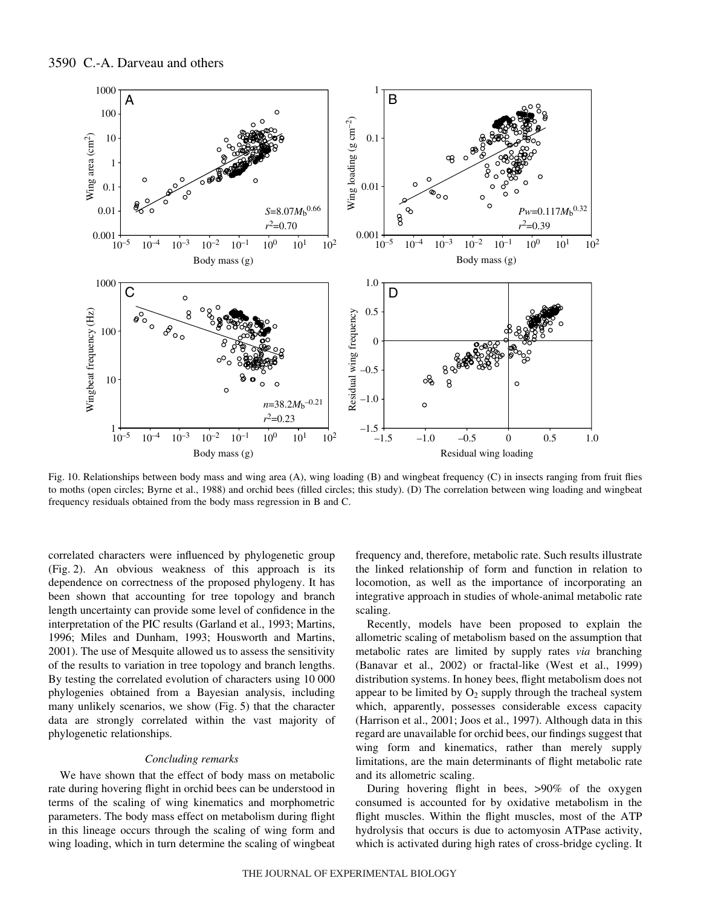Fig. 10. Relationships between body mass and wing area (A), wing loading (B) and wingbeat frequency (C) in insects ranging from fruit flies to moths (open circles; Byrne et al., 1988) and orchid bees (filled circles; this study). (D) The correlation between wing loading and wingbeat frequency residuals obtained from the body mass regression in B and C.

correlated characters were influenced by phylogenetic group (Fig. 2). An obvious weakness of this approach is its dependence on correctness of the proposed phylogeny. It has been shown that accounting for tree topology and branch length uncertainty can provide some level of confidence in the interpretation of the PIC results (Garland et al., 1993; Martins, 1996; Miles and Dunham, 1993; Housworth and Martins, 2001). The use of Mesquite allowed us to assess the sensitivity of the results to variation in tree topology and branch lengths. By testing the correlated evolution of characters using 10 000 phylogenies obtained from a Bayesian analysis, including many unlikely scenarios, we show (Fig. 5) that the character data are strongly correlated within the vast majority of phylogenetic relationships.

### *Concluding remarks*

We have shown that the effect of body mass on metabolic rate during hovering flight in orchid bees can be understood in terms of the scaling of wing kinematics and morphometric parameters. The body mass effect on metabolism during flight in this lineage occurs through the scaling of wing form and wing loading, which in turn determine the scaling of wingbeat frequency and, therefore, metabolic rate. Such results illustrate the linked relationship of form and function in relation to locomotion, as well as the importance of incorporating an integrative approach in studies of whole-animal metabolic rate scaling.

Recently, models have been proposed to explain the allometric scaling of metabolism based on the assumption that metabolic rates are limited by supply rates *via* branching (Banavar et al., 2002) or fractal-like (West et al., 1999) distribution systems. In honey bees, flight metabolism does not appear to be limited by $O_2$ supply through the tracheal system which, apparently, possesses considerable excess capacity (Harrison et al., 2001; Joos et al., 1997). Although data in this regard are unavailable for orchid bees, our findings suggest that wing form and kinematics, rather than merely supply limitations, are the main determinants of flight metabolic rate and its allometric scaling.

During hovering flight in bees, >90% of the oxygen consumed is accounted for by oxidative metabolism in the flight muscles. Within the flight muscles, most of the ATP hydrolysis that occurs is due to actomyosin ATPase activity, which is activated during high rates of cross-bridge cycling. It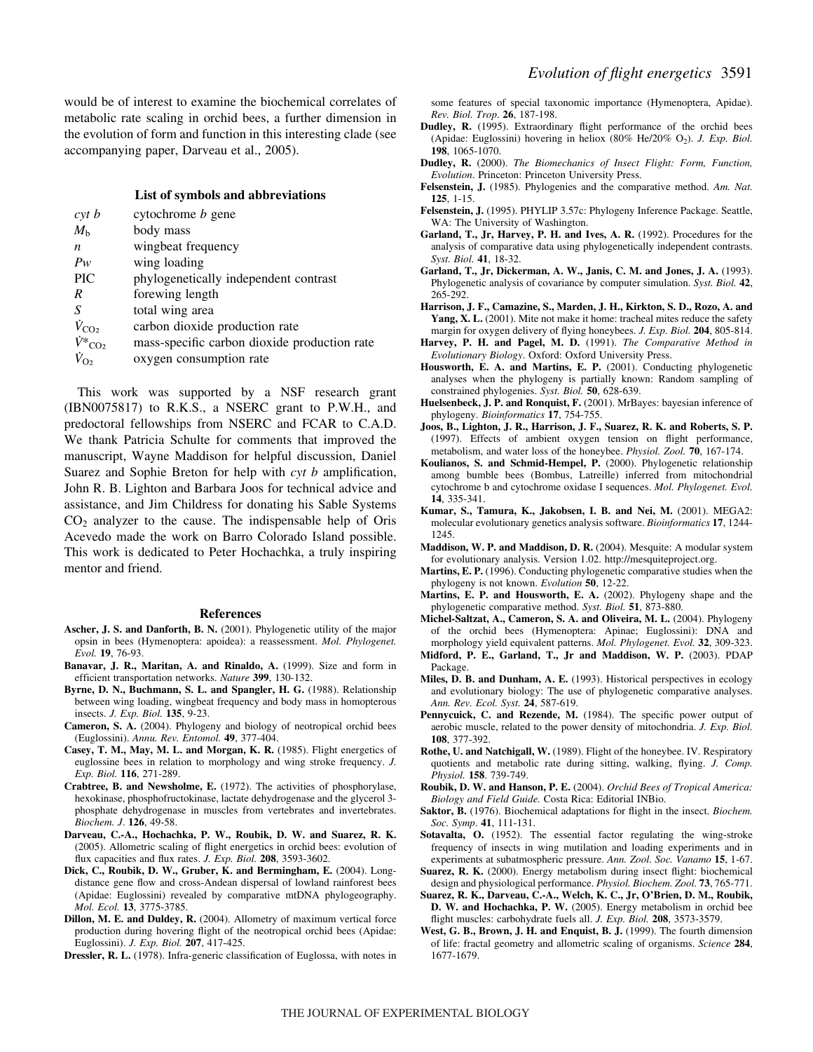would be of interest to examine the biochemical correlates of metabolic rate scaling in orchid bees, a further dimension in the evolution of form and function in this interesting clade (see accompanying paper, Darveau et al., 2005).

## List of symbols and abbreviations

| | |
|---|---|
| *cyt b* | cytochrome *b* gene |
| $M_b$ | body mass |
| $n$ | wingbeat frequency |
| $Pw$ | wing loading |
| PIC | phylogenetically independent contrast |
| $R$ | forewing length |
| $S$ | total wing area |
| $\dot{V}_{CO_2}$ | carbon dioxide production rate |
| $\dot{V}^*_{CO_2}$ | mass-specific carbon dioxide production rate |
| $\dot{V}_{O_2}$ | oxygen consumption rate |

This work was supported by a NSF research grant (IBN0075817) to R.K.S., a NSERC grant to P.W.H., and predoctoral fellowships from NSERC and FCAR to C.A.D. We thank Patricia Schulte for comments that improved the manuscript, Wayne Maddison for helpful discussion, Daniel Suarez and Sophie Breton for help with *cyt b* amplification, John R. B. Lighton and Barbara Joos for technical advice and assistance, and Jim Childress for donating his Sable Systems $CO_2$ analyzer to the cause. The indispensable help of Oris Acevedo made the work on Barro Colorado Island possible. This work is dedicated to Peter Hochachka, a truly inspiring mentor and friend.

## References

**Ascher, J. S. and Danforth, B. N.** (2001). Phylogenetic utility of the major opsin in bees (Hymenoptera: apoidea): a reassessment. *Mol. Phylogenet. Evol.* **19**, 76-93.

**Banavar, J. R., Maritan, A. and Rinaldo, A.** (1999). Size and form in efficient transportation networks. *Nature* **399**, 130-132.

**Byrne, D. N., Buchmann, S. L. and Spangler, H. G.** (1988). Relationship between wing loading, wingbeat frequency and body mass in homopterous insects. *J. Exp. Biol.* **135**, 9-23.

**Cameron, S. A.** (2004). Phylogeny and biology of neotropical orchid bees (Euglossini). *Annu. Rev. Entomol.* **49**, 377-404.

**Casey, T. M., May, M. L. and Morgan, K. R.** (1985). Flight energetics of euglossine bees in relation to morphology and wing stroke frequency. *J. Exp. Biol.* **116**, 271-289.

**Crabtree, B. and Newsholme, E.** (1972). The activities of phosphorylase, hexokinase, phosphofructokinase, lactate dehydrogenase and the glycerol 3-phosphate dehydrogenase in muscles from vertebrates and invertebrates. *Biochem. J.* **126**, 49-58.

**Darveau, C.-A., Hochachka, P. W., Roubik, D. W. and Suarez, R. K.** (2005). Allometric scaling of flight energetics in orchid bees: evolution of flux capacities and flux rates. *J. Exp. Biol.* **208**, 3593-3602.

**Dick, C., Roubik, D. W., Gruber, K. and Bermingham, E.** (2004). Long-distance gene flow and cross-Andean dispersal of lowland rainforest bees (Apidae: Euglossini) revealed by comparative mtDNA phylogeography. *Mol. Ecol.* **13**, 3775-3785.

**Dillon, M. E. and Dudley, R.** (2004). Allometry of maximum vertical force production during hovering flight of the neotropical orchid bees (Apidae: Euglossini). *J. Exp. Biol.* **207**, 417-425.

**Dressler, R. L.** (1978). Infra-generic classification of Euglossa, with notes in some features of special taxonomic importance (Hymenoptera, Apidae). *Rev. Biol. Trop.* **26**, 187-198.

**Dudley, R.** (1995). Extraordinary flight performance of the orchid bees (Apidae: Euglossini) hovering in heliox (80% He/20% $O_2$). *J. Exp. Biol.* **198**, 1065-1070.

**Dudley, R.** (2000). *The Biomechanics of Insect Flight: Form, Function, Evolution*. Princeton: Princeton University Press.

**Felsenstein, J.** (1985). Phylogenies and the comparative method. *Am. Nat.* **125**, 1-15.

**Felsenstein, J.** (1995). PHYLIP 3.57c: Phylogeny Inference Package. Seattle, WA: The University of Washington.

**Garland, T., Jr, Harvey, P. H. and Ives, A. R.** (1992). Procedures for the analysis of comparative data using phylogenetically independent contrasts. *Syst. Biol.* **41**, 18-32.

**Garland, T., Jr, Dickerman, A. W., Janis, C. M. and Jones, J. A.** (1993). Phylogenetic analysis of covariance by computer simulation. *Syst. Biol.* **42**, 265-292.

**Harrison, J. F., Camazine, S., Marden, J. H., Kirkton, S. D., Rozo, A. and Yang, X. L.** (2001). Mite not make it home: tracheal mites reduce the safety margin for oxygen delivery of flying honeybees. *J. Exp. Biol.* **204**, 805-814.

**Harvey, P. H. and Pagel, M. D.** (1991). *The Comparative Method in Evolutionary Biology*. Oxford: Oxford University Press.

**Housworth, E. A. and Martins, E. P.** (2001). Conducting phylogenetic analyses when the phylogeny is partially known: Random sampling of constrained phylogenies. *Syst. Biol.* **50**, 628-639.

**Huelsenbeck, J. P. and Ronquist, F.** (2001). MrBayes: bayesian inference of phylogeny. *Bioinformatics* **17**, 754-755.

**Joos, B., Lighton, J. R., Harrison, J. F., Suarez, R. K. and Roberts, S. P.** (1997). Effects of ambient oxygen tension on flight performance, metabolism, and water loss of the honeybee. *Physiol. Zool.* **70**, 167-174.

**Koulianos, S. and Schmid-Hempel, P.** (2000). Phylogenetic relationship among bumble bees (Bombus, Latreille) inferred from mitochondrial cytochrome b and cytochrome oxidase I sequences. *Mol. Phylogenet. Evol.* **14**, 335-341.

**Kumar, S., Tamura, K., Jakobsen, I. B. and Nei, M.** (2001). MEGA2: molecular evolutionary genetics analysis software. *Bioinformatics* **17**, 1244-1245.

**Maddison, W. P. and Maddison, D. R.** (2004). Mesquite: A modular system for evolutionary analysis. Version 1.02. http://mesquiteproject.org.

**Martins, E. P.** (1996). Conducting phylogenetic comparative studies when the phylogeny is not known. *Evolution* **50**, 12-22.

**Martins, E. P. and Housworth, E. A.** (2002). Phylogeny shape and the phylogenetic comparative method. *Syst. Biol.* **51**, 873-880.

**Michel-Saltzat, A., Cameron, S. A. and Oliveira, M. L.** (2004). Phylogeny of the orchid bees (Hymenoptera: Apinae; Euglossini): DNA and morphology yield equivalent patterns. *Mol. Phylogenet. Evol.* **32**, 309-323.

**Midford, P. E., Garland, T., Jr and Maddison, W. P.** (2003). PDAP Package.

**Miles, D. B. and Dunham, A. E.** (1993). Historical perspectives in ecology and evolutionary biology: The use of phylogenetic comparative analyses. *Ann. Rev. Ecol. Syst.* **24**, 587-619.

**Pennycuick, C. and Rezende, M.** (1984). The specific power output of aerobic muscle, related to the power density of mitochondria. *J. Exp. Biol.* **108**, 377-392.

**Rothe, U. and Natchigall, W.** (1989). Flight of the honeybee. IV. Respiratory quotients and metabolic rate during sitting, walking, flying. *J. Comp. Physiol.* **158**. 739-749.

**Roubik, D. W. and Hanson, P. E.** (2004). *Orchid Bees of Tropical America: Biology and Field Guide.* Costa Rica: Editorial INBio.

**Saktor, B.** (1976). Biochemical adaptations for flight in the insect. *Biochem. Soc. Symp*. **41**, 111-131.

**Sotavalta, O.** (1952). The essential factor regulating the wing-stroke frequency of insects in wing mutilation and loading experiments and in experiments at subatmospheric pressure. *Ann. Zool. Soc. Vanamo* **15**, 1-67.

**Suarez, R. K.** (2000). Energy metabolism during insect flight: biochemical design and physiological performance. *Physiol. Biochem. Zool.* **73**, 765-771.

**Suarez, R. K., Darveau, C.-A., Welch, K. C., Jr, O'Brien, D. M., Roubik, D. W. and Hochachka, P. W.** (2005). Energy metabolism in orchid bee flight muscles: carbohydrate fuels all. *J. Exp. Biol.* **208**, 3573-3579.

**West, G. B., Brown, J. H. and Enquist, B. J.** (1999). The fourth dimension of life: fractal geometry and allometric scaling of organisms. *Science* **284**, 1677-1679.